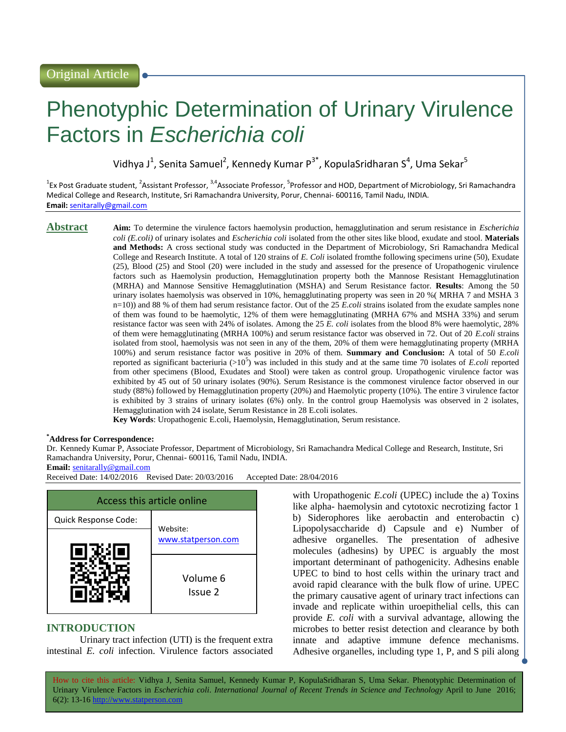Original Article

# Phenotyphic Determination of Urinary Virulence Factors in *Escherichia coli*

Vidhya J[1], Senita Samuel[2], Kennedy Kumar P[3*], KopulaSridharan S[4], Uma Sekar[5]

[1]Ex Post Graduate student, [2]Assistant Professor, [3,4]Associate Professor, [5]Professor and HOD, Department of Microbiology, Sri Ramachandra Medical College and Research, Institute, Sri Ramachandra University, Porur, Chennai- 600116, Tamil Nadu, INDIA.

**Email:** senitarally@gmail.com

## Abstract

**Aim:** To determine the virulence factors haemolysin production, hemagglutination and serum resistance in *Escherichia coli (E.coli)* of urinary isolates and *Escherichia coli* isolated from the other sites like blood, exudate and stool. **Materials and Methods:** A cross sectional study was conducted in the Department of Microbiology, Sri Ramachandra Medical College and Research Institute. A total of 120 strains of *E. Coli* isolated fromthe following specimens urine (50), Exudate (25), Blood (25) and Stool (20) were included in the study and assessed for the presence of Uropathogenic virulence factors such as Haemolysin production, Hemagglutination property both the Mannose Resistant Hemagglutination (MRHA) and Mannose Sensitive Hemagglutination (MSHA) and Serum Resistance factor. **Results**: Among the 50 urinary isolates haemolysis was observed in 10%, hemagglutinating property was seen in 20 %( MRHA 7 and MSHA 3 n=10)) and 88 % of them had serum resistance factor. Out of the 25 *E.coli* strains isolated from the exudate samples none of them was found to be haemolytic, 12% of them were hemagglutinating (MRHA 67% and MSHA 33%) and serum resistance factor was seen with 24% of isolates. Among the 25 *E. coli* isolates from the blood 8% were haemolytic, 28% of them were hemagglutinating (MRHA 100%) and serum resistance factor was observed in 72. Out of 20 *E.coli* strains isolated from stool, haemolysis was not seen in any of the them, 20% of them were hemagglutinating property (MRHA 100%) and serum resistance factor was positive in 20% of them. **Summary and Conclusion:** A total of 50 *E.coli* reported as significant bacteriuria (>$10^5$) was included in this study and at the same time 70 isolates of *E.coli* reported from other specimens (Blood, Exudates and Stool) were taken as control group. Uropathogenic virulence factor was exhibited by 45 out of 50 urinary isolates (90%). Serum Resistance is the commonest virulence factor observed in our study (88%) followed by Hemagglutination property (20%) and Haemolytic property (10%). The entire 3 virulence factor is exhibited by 3 strains of urinary isolates (6%) only. In the control group Haemolysis was observed in 2 isolates, Hemagglutination with 24 isolate, Serum Resistance in 28 E.coli isolates.

**Key Words**: Uropathogenic E.coli, Haemolysin, Hemagglutination, Serum resistance.

**\*Address for Correspondence:**

Dr. Kennedy Kumar P, Associate Professor, Department of Microbiology, Sri Ramachandra Medical College and Research, Institute, Sri Ramachandra University, Porur, Chennai- 600116, Tamil Nadu, INDIA.

**Email:** senitarally@gmail.com

Received Date: 14/02/2016 Revised Date: 20/03/2016 Accepted Date: 28/04/2016

| Access this article online | |
|---|---|
| Quick Response Code: | Website: www.statperson.com |
| | Volume 6 Issue 2 |

## INTRODUCTION

Urinary tract infection (UTI) is the frequent extra intestinal *E. coli* infection. Virulence factors associated with Uropathogenic *E.coli* (UPEC) include the a) Toxins like alpha- haemolysin and cytotoxic necrotizing factor 1 b) Siderophores like aerobactin and enterobactin c) Lipopolysaccharide d) Capsule and e) Number of adhesive organelles. The presentation of adhesive molecules (adhesins) by UPEC is arguably the most important determinant of pathogenicity. Adhesins enable UPEC to bind to host cells within the urinary tract and avoid rapid clearance with the bulk flow of urine. UPEC the primary causative agent of urinary tract infections can invade and replicate within uroepithelial cells, this can provide *E. coli* with a survival advantage, allowing the microbes to better resist detection and clearance by both innate and adaptive immune defence mechanisms. Adhesive organelles, including type 1, P, and S pili along

How to cite this article: Vidhya J, Senita Samuel, Kennedy Kumar P, KopulaSridharan S, Uma Sekar. Phenotypic Determination of Urinary Virulence Factors in *Escherichia coli*. *International Journal of Recent Trends in Science and Technology* April to June 2016; 6(2): 13-16 http://www.statperson.com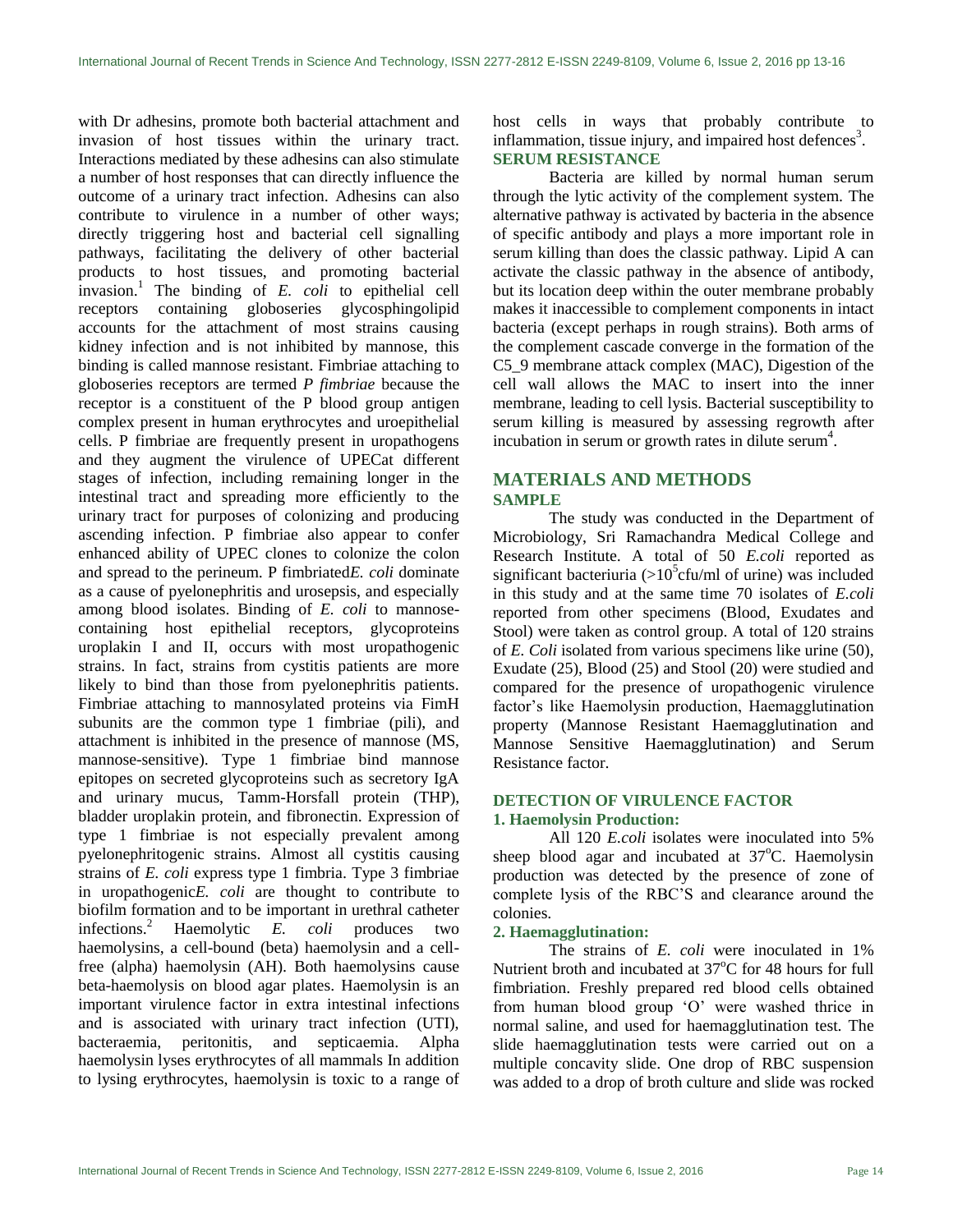with Dr adhesins, promote both bacterial attachment and invasion of host tissues within the urinary tract. Interactions mediated by these adhesins can also stimulate a number of host responses that can directly influence the outcome of a urinary tract infection. Adhesins can also contribute to virulence in a number of other ways; directly triggering host and bacterial cell signalling pathways, facilitating the delivery of other bacterial products to host tissues, and promoting bacterial invasion.[1] The binding of *E. coli* to epithelial cell receptors containing globoseries glycosphingolipid accounts for the attachment of most strains causing kidney infection and is not inhibited by mannose, this binding is called mannose resistant. Fimbriae attaching to globoseries receptors are termed *P fimbriae* because the receptor is a constituent of the P blood group antigen complex present in human erythrocytes and uroepithelial cells. P fimbriae are frequently present in uropathogens and they augment the virulence of UPECat different stages of infection, including remaining longer in the intestinal tract and spreading more efficiently to the urinary tract for purposes of colonizing and producing ascending infection. P fimbriae also appear to confer enhanced ability of UPEC clones to colonize the colon and spread to the perineum. P fimbriated*E. coli* dominate as a cause of pyelonephritis and urosepsis, and especially among blood isolates. Binding of *E. coli* to mannose-containing host epithelial receptors, glycoproteins uroplakin I and II, occurs with most uropathogenic strains. In fact, strains from cystitis patients are more likely to bind than those from pyelonephritis patients. Fimbriae attaching to mannosylated proteins via FimH subunits are the common type 1 fimbriae (pili), and attachment is inhibited in the presence of mannose (MS, mannose-sensitive). Type 1 fimbriae bind mannose epitopes on secreted glycoproteins such as secretory IgA and urinary mucus, Tamm-Horsfall protein (THP), bladder uroplakin protein, and fibronectin. Expression of type 1 fimbriae is not especially prevalent among pyelonephritogenic strains. Almost all cystitis causing strains of *E. coli* express type 1 fimbria. Type 3 fimbriae in uropathogenic*E. coli* are thought to contribute to biofilm formation and to be important in urethral catheter infections.[2] Haemolytic *E. coli* produces two haemolysins, a cell-bound (beta) haemolysin and a cell-free (alpha) haemolysin (AH). Both haemolysins cause beta-haemolysis on blood agar plates. Haemolysin is an important virulence factor in extra intestinal infections and is associated with urinary tract infection (UTI), bacteraemia, peritonitis, and septicaemia. Alpha haemolysin lyses erythrocytes of all mammals In addition to lysing erythrocytes, haemolysin is toxic to a range of host cells in ways that probably contribute to inflammation, tissue injury, and impaired host defences[3].

### SERUM RESISTANCE

Bacteria are killed by normal human serum through the lytic activity of the complement system. The alternative pathway is activated by bacteria in the absence of specific antibody and plays a more important role in serum killing than does the classic pathway. Lipid A can activate the classic pathway in the absence of antibody, but its location deep within the outer membrane probably makes it inaccessible to complement components in intact bacteria (except perhaps in rough strains). Both arms of the complement cascade converge in the formation of the C5_9 membrane attack complex (MAC), Digestion of the cell wall allows the MAC to insert into the inner membrane, leading to cell lysis. Bacterial susceptibility to serum killing is measured by assessing regrowth after incubation in serum or growth rates in dilute serum[4].

## MATERIALS AND METHODS

### SAMPLE

The study was conducted in the Department of Microbiology, Sri Ramachandra Medical College and Research Institute. A total of 50 *E.coli* reported as significant bacteriuria ($>10^5$cfu/ml of urine) was included in this study and at the same time 70 isolates of *E.coli* reported from other specimens (Blood, Exudates and Stool) were taken as control group. A total of 120 strains of *E. Coli* isolated from various specimens like urine (50), Exudate (25), Blood (25) and Stool (20) were studied and compared for the presence of uropathogenic virulence factor's like Haemolysin production, Haemagglutination property (Mannose Resistant Haemagglutination and Mannose Sensitive Haemagglutination) and Serum Resistance factor.

### DETECTION OF VIRULENCE FACTOR

**1. Haemolysin Production:**

All 120 *E.coli* isolates were inoculated into 5% sheep blood agar and incubated at 37$^o$C. Haemolysin production was detected by the presence of zone of complete lysis of the RBC'S and clearance around the colonies.

**2. Haemagglutination:**

The strains of *E. coli* were inoculated in 1% Nutrient broth and incubated at 37$^o$C for 48 hours for full fimbriation. Freshly prepared red blood cells obtained from human blood group 'O' were washed thrice in normal saline, and used for haemagglutination test. The slide haemagglutination tests were carried out on a multiple concavity slide. One drop of RBC suspension was added to a drop of broth culture and slide was rocked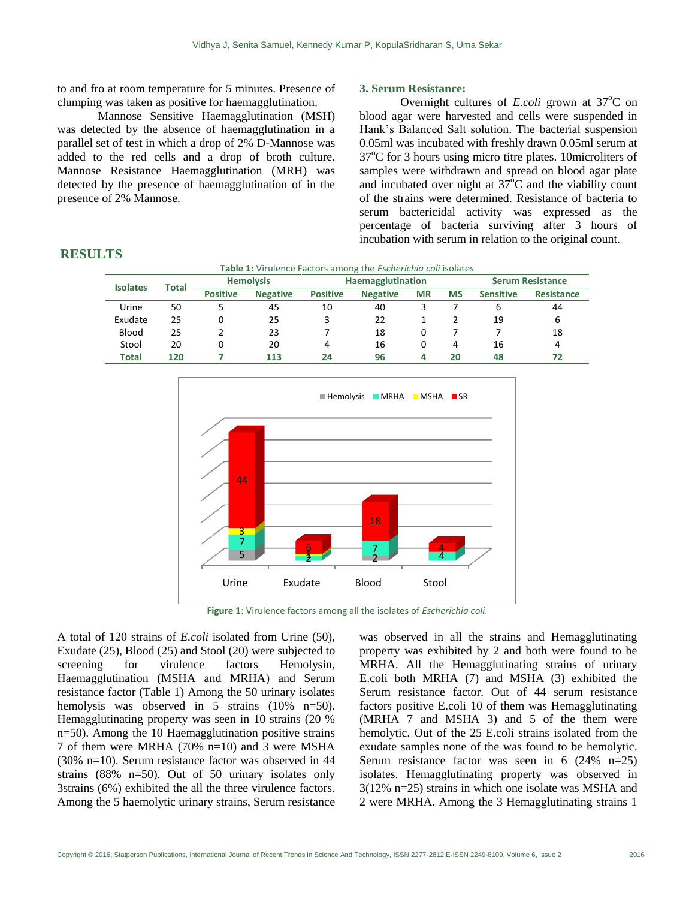to and fro at room temperature for 5 minutes. Presence of clumping was taken as positive for haemagglutination.

Mannose Sensitive Haemagglutination (MSH) was detected by the absence of haemagglutination in a parallel set of test in which a drop of 2% D-Mannose was added to the red cells and a drop of broth culture. Mannose Resistance Haemagglutination (MRH) was detected by the presence of haemagglutination of in the presence of 2% Mannose.

### 3. Serum Resistance:

Overnight cultures of *E.coli* grown at 37°C on blood agar were harvested and cells were suspended in Hank's Balanced Salt solution. The bacterial suspension 0.05ml was incubated with freshly drawn 0.05ml serum at 37°C for 3 hours using micro titre plates. 10microliters of samples were withdrawn and spread on blood agar plate and incubated over night at 37°C and the viability count of the strains were determined. Resistance of bacteria to serum bactericidal activity was expressed as the percentage of bacteria surviving after 3 hours of incubation with serum in relation to the original count.

## RESULTS

**Table 1:** Virulence Factors among the *Escherichia coli* isolates

| Isolates | Total | Hemolysis | | Haemagglutination | | | | Serum Resistance | |
|---|---|---|---|---|---|---|---|---|---|
| | | Positive | Negative | Positive | Negative | MR | MS | Sensitive | Resistance |
| Urine | 50 | 5 | 45 | 10 | 40 | 3 | 7 | 6 | 44 |
| Exudate | 25 | 0 | 25 | 3 | 22 | 1 | 2 | 19 | 6 |
| Blood | 25 | 2 | 23 | 7 | 18 | 0 | 7 | 7 | 18 |
| Stool | 20 | 0 | 20 | 4 | 16 | 0 | 4 | 16 | 4 |
| **Total** | **120** | **7** | **113** | **24** | **96** | **4** | **20** | **48** | **72** |

**Figure 1**: Virulence factors among all the isolates of *Escherichia coli*.

A total of 120 strains of *E.coli* isolated from Urine (50), Exudate (25), Blood (25) and Stool (20) were subjected to screening for virulence factors Hemolysin, Haemagglutination (MSHA and MRHA) and Serum resistance factor (Table 1) Among the 50 urinary isolates hemolysis was observed in 5 strains (10% n=50). Hemagglutinating property was seen in 10 strains (20 % n=50). Among the 10 Haemagglutination positive strains 7 of them were MRHA (70% n=10) and 3 were MSHA (30% n=10). Serum resistance factor was observed in 44 strains (88% n=50). Out of 50 urinary isolates only 3strains (6%) exhibited the all the three virulence factors. Among the 5 haemolytic urinary strains, Serum resistance was observed in all the strains and Hemagglutinating property was exhibited by 2 and both were found to be MRHA. All the Hemagglutinating strains of urinary E.coli both MRHA (7) and MSHA (3) exhibited the Serum resistance factor. Out of 44 serum resistance factors positive E.coli 10 of them was Hemagglutinating (MRHA 7 and MSHA 3) and 5 of the them were hemolytic. Out of the 25 E.coli strains isolated from the exudate samples none of the was found to be hemolytic. Serum resistance factor was seen in 6 (24% n=25) isolates. Hemagglutinating property was observed in 3(12% n=25) strains in which one isolate was MSHA and 2 were MRHA. Among the 3 Hemagglutinating strains 1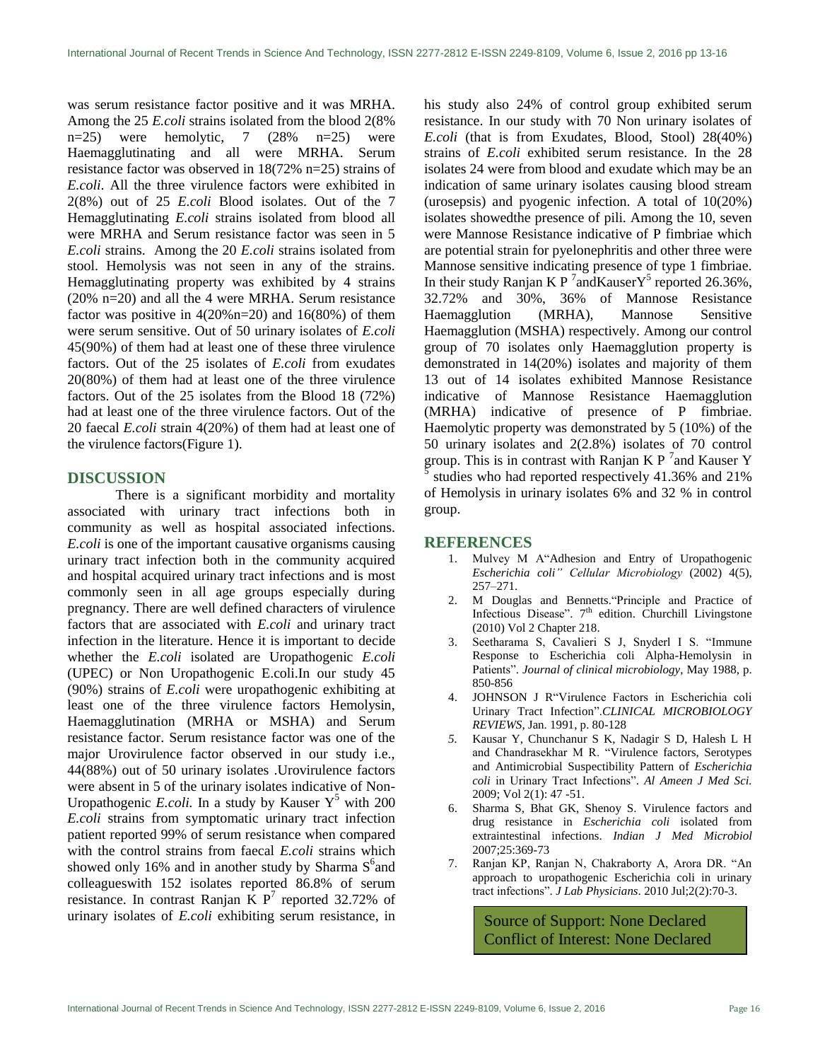was serum resistance factor positive and it was MRHA. Among the 25 *E.coli* strains isolated from the blood 2(8% n=25) were hemolytic, 7 (28% n=25) were Haemagglutinating and all were MRHA. Serum resistance factor was observed in 18(72% n=25) strains of *E.coli*. All the three virulence factors were exhibited in 2(8%) out of 25 *E.coli* Blood isolates. Out of the 7 Hemagglutinating *E.coli* strains isolated from blood all were MRHA and Serum resistance factor was seen in 5 *E.coli* strains. Among the 20 *E.coli* strains isolated from stool. Hemolysis was not seen in any of the strains. Hemagglutinating property was exhibited by 4 strains (20% n=20) and all the 4 were MRHA. Serum resistance factor was positive in 4(20%n=20) and 16(80%) of them were serum sensitive. Out of 50 urinary isolates of *E.coli* 45(90%) of them had at least one of these three virulence factors. Out of the 25 isolates of *E.coli* from exudates 20(80%) of them had at least one of the three virulence factors. Out of the 25 isolates from the Blood 18 (72%) had at least one of the three virulence factors. Out of the 20 faecal *E.coli* strain 4(20%) of them had at least one of the virulence factors(Figure 1).

## DISCUSSION

There is a significant morbidity and mortality associated with urinary tract infections both in community as well as hospital associated infections. *E.coli* is one of the important causative organisms causing urinary tract infection both in the community acquired and hospital acquired urinary tract infections and is most commonly seen in all age groups especially during pregnancy. There are well defined characters of virulence factors that are associated with *E.coli* and urinary tract infection in the literature. Hence it is important to decide whether the *E.coli* isolated are Uropathogenic *E.coli* (UPEC) or Non Uropathogenic E.coli.In our study 45 (90%) strains of *E.coli* were uropathogenic exhibiting at least one of the three virulence factors Hemolysin, Haemagglutination (MRHA or MSHA) and Serum resistance factor. Serum resistance factor was one of the major Urovirulence factor observed in our study i.e., 44(88%) out of 50 urinary isolates .Urovirulence factors were absent in 5 of the urinary isolates indicative of Non-Uropathogenic *E.coli.* In a study by Kauser Y[5] with 200 *E.coli* strains from symptomatic urinary tract infection patient reported 99% of serum resistance when compared with the control strains from faecal *E.coli* strains which showed only 16% and in another study by Sharma S[6]and colleagueswith 152 isolates reported 86.8% of serum resistance. In contrast Ranjan K P[7] reported 32.72% of urinary isolates of *E.coli* exhibiting serum resistance, in his study also 24% of control group exhibited serum resistance. In our study with 70 Non urinary isolates of *E.coli* (that is from Exudates, Blood, Stool) 28(40%) strains of *E.coli* exhibited serum resistance. In the 28 isolates 24 were from blood and exudate which may be an indication of same urinary isolates causing blood stream (urosepsis) and pyogenic infection. A total of 10(20%) isolates showedthe presence of pili. Among the 10, seven were Mannose Resistance indicative of P fimbriae which are potential strain for pyelonephritis and other three were Mannose sensitive indicating presence of type 1 fimbriae. In their study Ranjan K P [7]andKauserY[5] reported 26.36%, 32.72% and 30%, 36% of Mannose Resistance Haemagglution (MRHA), Mannose Sensitive Haemagglution (MSHA) respectively. Among our control group of 70 isolates only Haemagglution property is demonstrated in 14(20%) isolates and majority of them 13 out of 14 isolates exhibited Mannose Resistance indicative of Mannose Resistance Haemagglution (MRHA) indicative of presence of P fimbriae. Haemolytic property was demonstrated by 5 (10%) of the 50 urinary isolates and 2(2.8%) isolates of 70 control group. This is in contrast with Ranjan K P [7]and Kauser Y [5] studies who had reported respectively 41.36% and 21% of Hemolysis in urinary isolates 6% and 32 % in control group.

## REFERENCES

1. Mulvey M A"Adhesion and Entry of Uropathogenic *Escherichia coli" Cellular Microbiology* (2002) 4(5), 257–271.
2. M Douglas and Bennetts."Principle and Practice of Infectious Disease". 7th edition. Churchill Livingstone (2010) Vol 2 Chapter 218.
3. Seetharama S, Cavalieri S J, Snyderl I S. "Immune Response to Escherichia coli Alpha-Hemolysin in Patients". *Journal of clinical microbiology*, May 1988, p. 850-856
4. JOHNSON J R"Virulence Factors in Escherichia coli Urinary Tract Infection".*CLINICAL MICROBIOLOGY REVIEWS*, Jan. 1991, p. 80-128
5. Kausar Y, Chunchanur S K, Nadagir S D, Halesh L H and Chandrasekhar M R. "Virulence factors, Serotypes and Antimicrobial Suspectibility Pattern of *Escherichia coli* in Urinary Tract Infections". *Al Ameen J Med Sci.* 2009; Vol 2(1): 47 -51.
6. Sharma S, Bhat GK, Shenoy S. Virulence factors and drug resistance in *Escherichia coli* isolated from extraintestinal infections. *Indian J Med Microbiol* 2007;25:369-73
7. Ranjan KP, Ranjan N, Chakraborty A, Arora DR. "An approach to uropathogenic Escherichia coli in urinary tract infections". *J Lab Physicians*. 2010 Jul;2(2):70-3.

Source of Support: None Declared
Conflict of Interest: None Declared